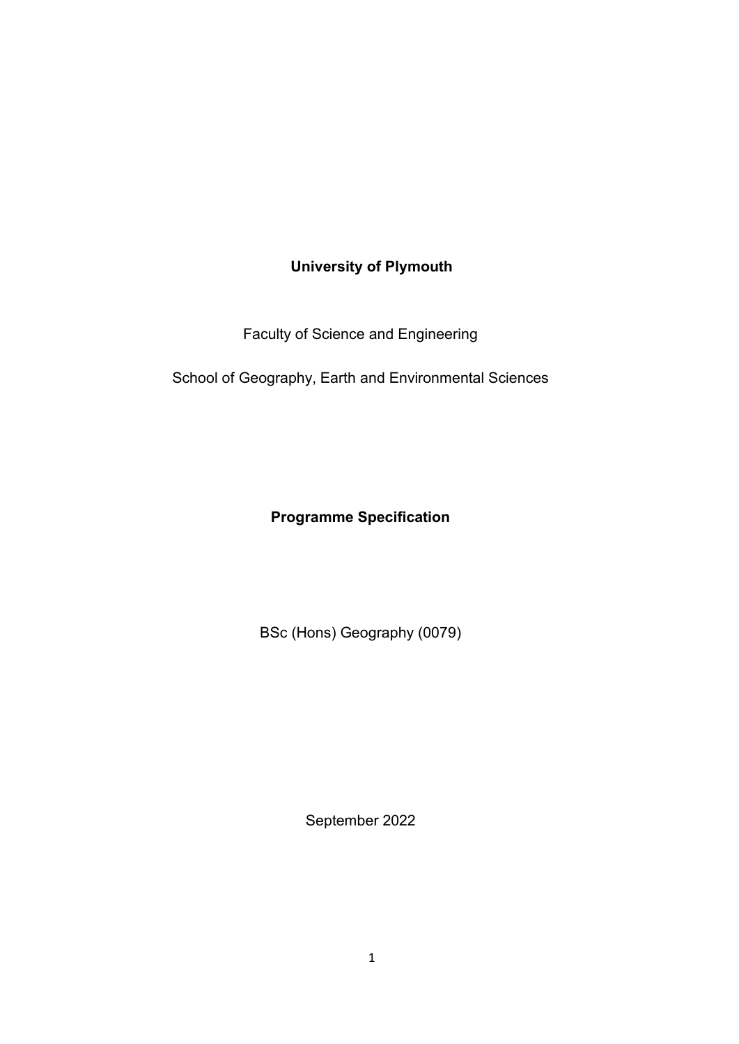**University of Plymouth**

Faculty of Science and Engineering

School of Geography, Earth and Environmental Sciences

**Programme Specification**

BSc (Hons) Geography (0079)

September 2022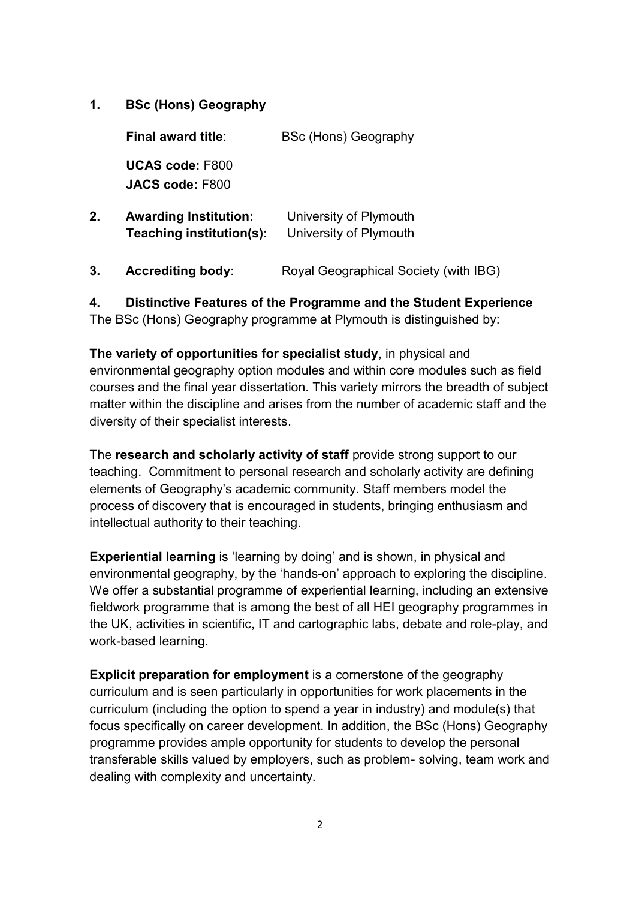## 1. BSc (Hons) Geography

**Final award title**: BSc (Hons) Geography

**UCAS code:** F800
**JACS code:** F800

## 2. Awarding Institution: University of Plymouth

**Teaching institution(s):** University of Plymouth

## 3. Accrediting body: Royal Geographical Society (with IBG)

## 4. Distinctive Features of the Programme and the Student Experience

The BSc (Hons) Geography programme at Plymouth is distinguished by:

**The variety of opportunities for specialist study**, in physical and environmental geography option modules and within core modules such as field courses and the final year dissertation. This variety mirrors the breadth of subject matter within the discipline and arises from the number of academic staff and the diversity of their specialist interests.

The **research and scholarly activity of staff** provide strong support to our teaching. Commitment to personal research and scholarly activity are defining elements of Geography's academic community. Staff members model the process of discovery that is encouraged in students, bringing enthusiasm and intellectual authority to their teaching.

**Experiential learning** is 'learning by doing' and is shown, in physical and environmental geography, by the 'hands-on' approach to exploring the discipline. We offer a substantial programme of experiential learning, including an extensive fieldwork programme that is among the best of all HEI geography programmes in the UK, activities in scientific, IT and cartographic labs, debate and role-play, and work-based learning.

**Explicit preparation for employment** is a cornerstone of the geography curriculum and is seen particularly in opportunities for work placements in the curriculum (including the option to spend a year in industry) and module(s) that focus specifically on career development. In addition, the BSc (Hons) Geography programme provides ample opportunity for students to develop the personal transferable skills valued by employers, such as problem- solving, team work and dealing with complexity and uncertainty.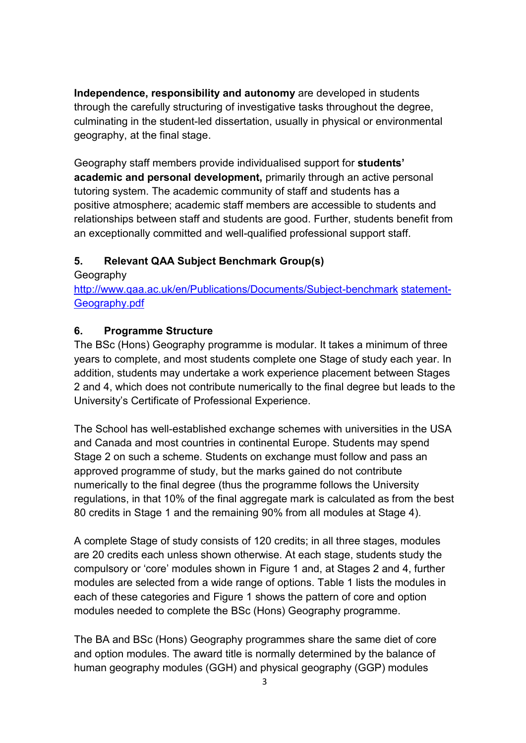**Independence, responsibility and autonomy** are developed in students through the carefully structuring of investigative tasks throughout the degree, culminating in the student-led dissertation, usually in physical or environmental geography, at the final stage.

Geography staff members provide individualised support for **students' academic and personal development,** primarily through an active personal tutoring system. The academic community of staff and students has a positive atmosphere; academic staff members are accessible to students and relationships between staff and students are good. Further, students benefit from an exceptionally committed and well-qualified professional support staff.

## 5. Relevant QAA Subject Benchmark Group(s)

Geography
http://www.qaa.ac.uk/en/Publications/Documents/Subject-benchmark statement-Geography.pdf

## 6. Programme Structure

The BSc (Hons) Geography programme is modular. It takes a minimum of three years to complete, and most students complete one Stage of study each year. In addition, students may undertake a work experience placement between Stages 2 and 4, which does not contribute numerically to the final degree but leads to the University's Certificate of Professional Experience.

The School has well-established exchange schemes with universities in the USA and Canada and most countries in continental Europe. Students may spend Stage 2 on such a scheme. Students on exchange must follow and pass an approved programme of study, but the marks gained do not contribute numerically to the final degree (thus the programme follows the University regulations, in that 10% of the final aggregate mark is calculated as from the best 80 credits in Stage 1 and the remaining 90% from all modules at Stage 4).

A complete Stage of study consists of 120 credits; in all three stages, modules are 20 credits each unless shown otherwise. At each stage, students study the compulsory or 'core' modules shown in Figure 1 and, at Stages 2 and 4, further modules are selected from a wide range of options. Table 1 lists the modules in each of these categories and Figure 1 shows the pattern of core and option modules needed to complete the BSc (Hons) Geography programme.

The BA and BSc (Hons) Geography programmes share the same diet of core and option modules. The award title is normally determined by the balance of human geography modules (GGH) and physical geography (GGP) modules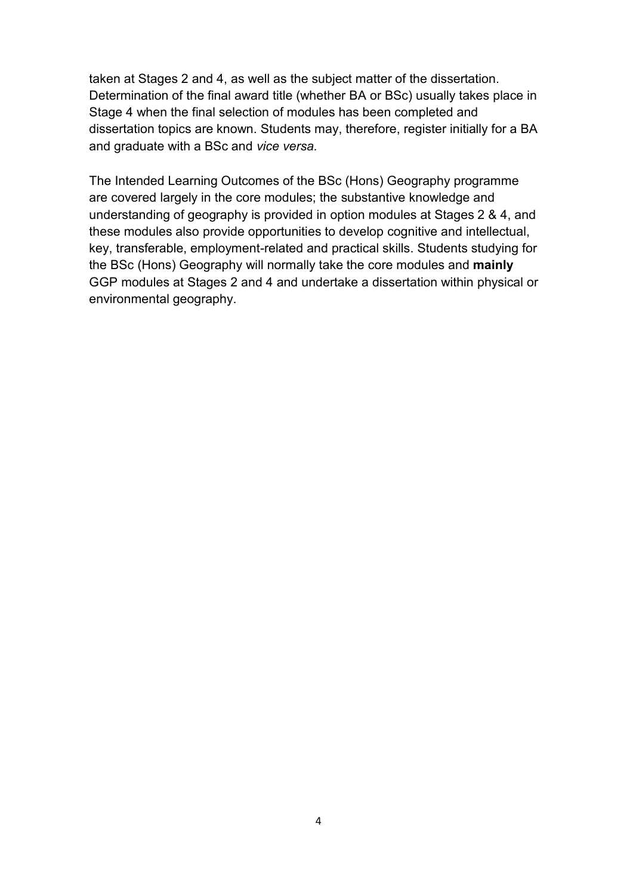taken at Stages 2 and 4, as well as the subject matter of the dissertation. Determination of the final award title (whether BA or BSc) usually takes place in Stage 4 when the final selection of modules has been completed and dissertation topics are known. Students may, therefore, register initially for a BA and graduate with a BSc and *vice versa.*

The Intended Learning Outcomes of the BSc (Hons) Geography programme are covered largely in the core modules; the substantive knowledge and understanding of geography is provided in option modules at Stages 2 & 4, and these modules also provide opportunities to develop cognitive and intellectual, key, transferable, employment-related and practical skills. Students studying for the BSc (Hons) Geography will normally take the core modules and **mainly** GGP modules at Stages 2 and 4 and undertake a dissertation within physical or environmental geography.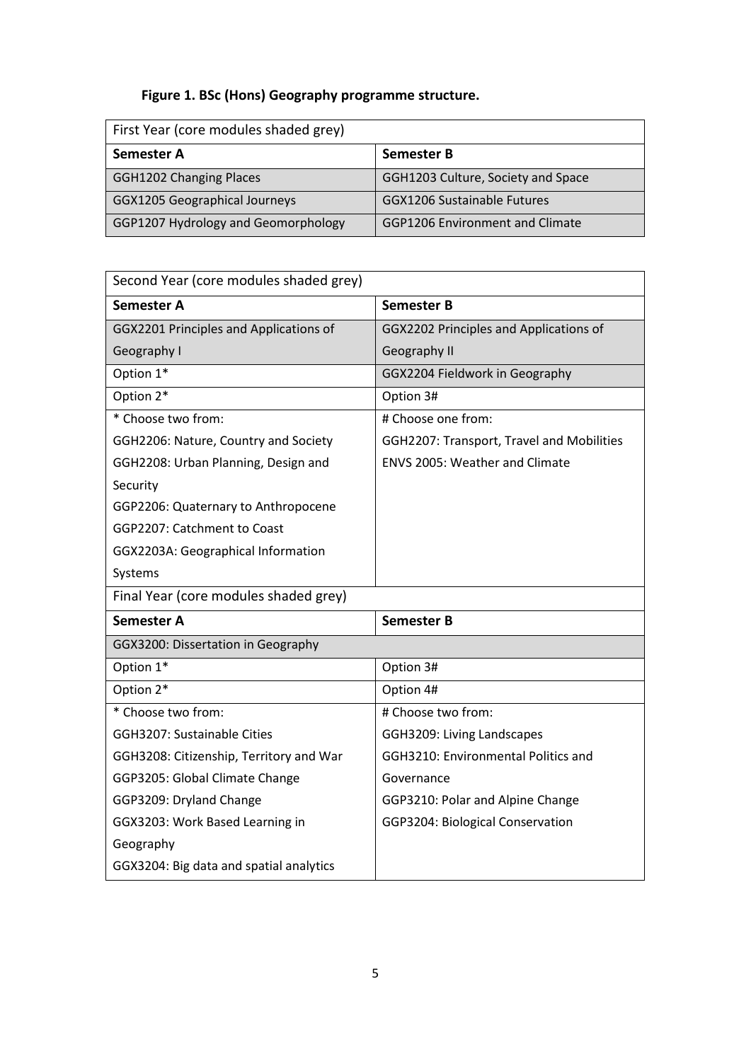**Figure 1. BSc (Hons) Geography programme structure.**

| First Year (core modules shaded grey) | |
|---|---|
| **Semester A** | **Semester B** |
| GGH1202 Changing Places | GGH1203 Culture, Society and Space |
| GGX1205 Geographical Journeys | GGX1206 Sustainable Futures |
| GGP1207 Hydrology and Geomorphology | GGP1206 Environment and Climate |

| Second Year (core modules shaded grey) | |
|---|---|
| **Semester A** | **Semester B** |
| GGX2201 Principles and Applications of Geography I | GGX2202 Principles and Applications of Geography II |
| Option 1* | GGX2204 Fieldwork in Geography |
| Option 2* | Option 3# |
| * Choose two from:<br>GGH2206: Nature, Country and Society<br>GGH2208: Urban Planning, Design and Security<br>GGP2206: Quaternary to Anthropocene<br>GGP2207: Catchment to Coast<br>GGX2203A: Geographical Information Systems | # Choose one from:<br>GGH2207: Transport, Travel and Mobilities<br>ENVS 2005: Weather and Climate |
| Final Year (core modules shaded grey) | |
| **Semester A** | **Semester B** |
| GGX3200: Dissertation in Geography | |
| Option 1* | Option 3# |
| Option 2* | Option 4# |
| * Choose two from:<br>GGH3207: Sustainable Cities<br>GGH3208: Citizenship, Territory and War<br>GGP3205: Global Climate Change<br>GGP3209: Dryland Change<br>GGX3203: Work Based Learning in Geography<br>GGX3204: Big data and spatial analytics | # Choose two from:<br>GGH3209: Living Landscapes<br>GGH3210: Environmental Politics and Governance<br>GGP3210: Polar and Alpine Change<br>GGP3204: Biological Conservation |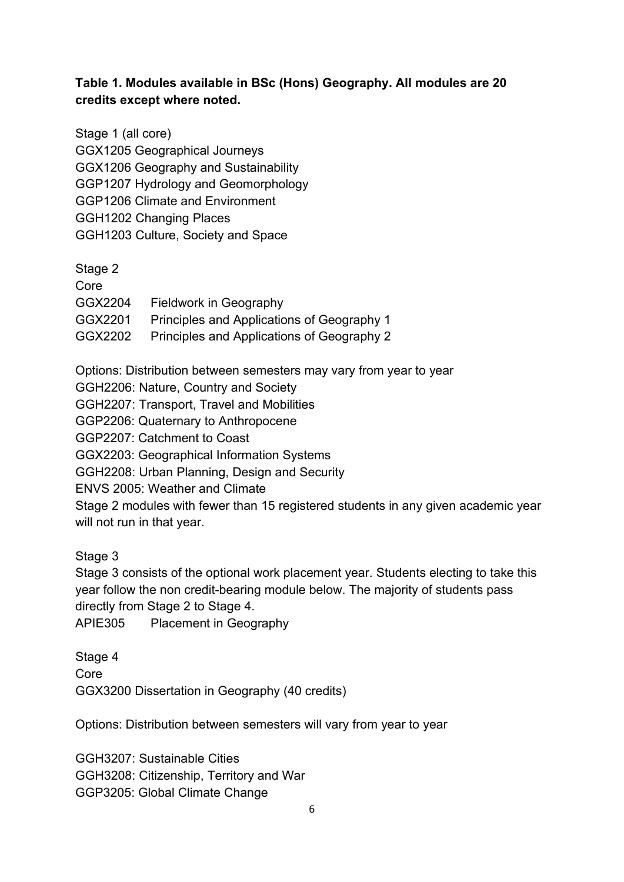**Table 1. Modules available in BSc (Hons) Geography. All modules are 20 credits except where noted.**

Stage 1 (all core)
GGX1205 Geographical Journeys
GGX1206 Geography and Sustainability
GGP1207 Hydrology and Geomorphology
GGP1206 Climate and Environment
GGH1202 Changing Places
GGH1203 Culture, Society and Space

Stage 2
Core

| | |
|---|---|
| GGX2204 | Fieldwork in Geography |
| GGX2201 | Principles and Applications of Geography 1 |
| GGX2202 | Principles and Applications of Geography 2 |

Options: Distribution between semesters may vary from year to year
GGH2206: Nature, Country and Society
GGH2207: Transport, Travel and Mobilities
GGP2206: Quaternary to Anthropocene
GGP2207: Catchment to Coast
GGX2203: Geographical Information Systems
GGH2208: Urban Planning, Design and Security
ENVS 2005: Weather and Climate
Stage 2 modules with fewer than 15 registered students in any given academic year will not run in that year.

Stage 3
Stage 3 consists of the optional work placement year. Students electing to take this year follow the non credit-bearing module below. The majority of students pass directly from Stage 2 to Stage 4.
APIE305 Placement in Geography

Stage 4
Core
GGX3200 Dissertation in Geography (40 credits)

Options: Distribution between semesters will vary from year to year

GGH3207: Sustainable Cities
GGH3208: Citizenship, Territory and War
GGP3205: Global Climate Change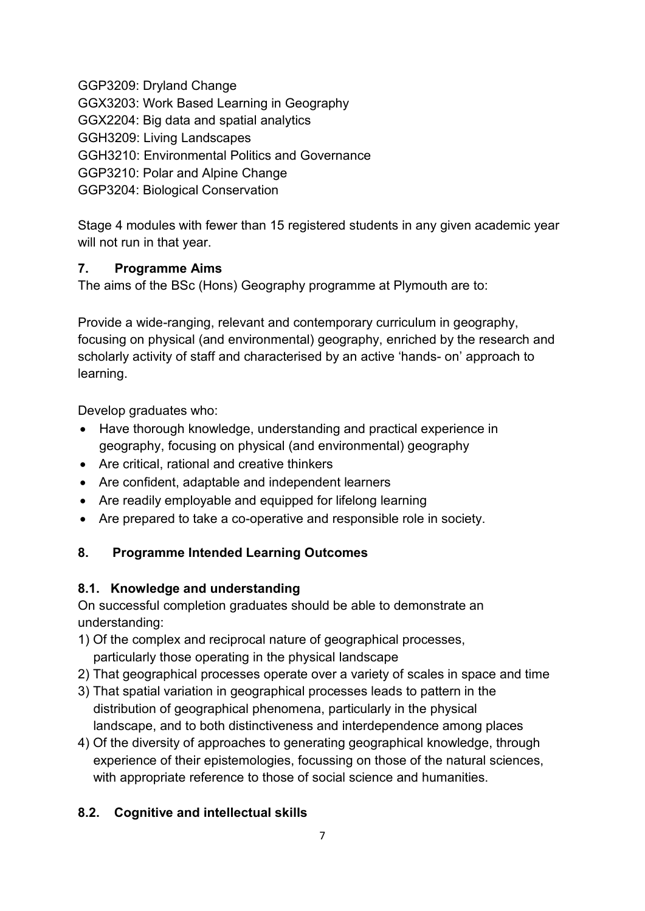GGP3209: Dryland Change
GGX3203: Work Based Learning in Geography
GGX2204: Big data and spatial analytics
GGH3209: Living Landscapes
GGH3210: Environmental Politics and Governance
GGP3210: Polar and Alpine Change
GGP3204: Biological Conservation

Stage 4 modules with fewer than 15 registered students in any given academic year will not run in that year.

## 7. Programme Aims

The aims of the BSc (Hons) Geography programme at Plymouth are to:

Provide a wide-ranging, relevant and contemporary curriculum in geography, focusing on physical (and environmental) geography, enriched by the research and scholarly activity of staff and characterised by an active 'hands- on' approach to learning.

Develop graduates who:

- Have thorough knowledge, understanding and practical experience in geography, focusing on physical (and environmental) geography
- Are critical, rational and creative thinkers
- Are confident, adaptable and independent learners
- Are readily employable and equipped for lifelong learning
- Are prepared to take a co-operative and responsible role in society.

## 8. Programme Intended Learning Outcomes

### 8.1. Knowledge and understanding

On successful completion graduates should be able to demonstrate an understanding:

1) Of the complex and reciprocal nature of geographical processes, particularly those operating in the physical landscape
2) That geographical processes operate over a variety of scales in space and time
3) That spatial variation in geographical processes leads to pattern in the distribution of geographical phenomena, particularly in the physical landscape, and to both distinctiveness and interdependence among places
4) Of the diversity of approaches to generating geographical knowledge, through experience of their epistemologies, focussing on those of the natural sciences, with appropriate reference to those of social science and humanities.

### 8.2. Cognitive and intellectual skills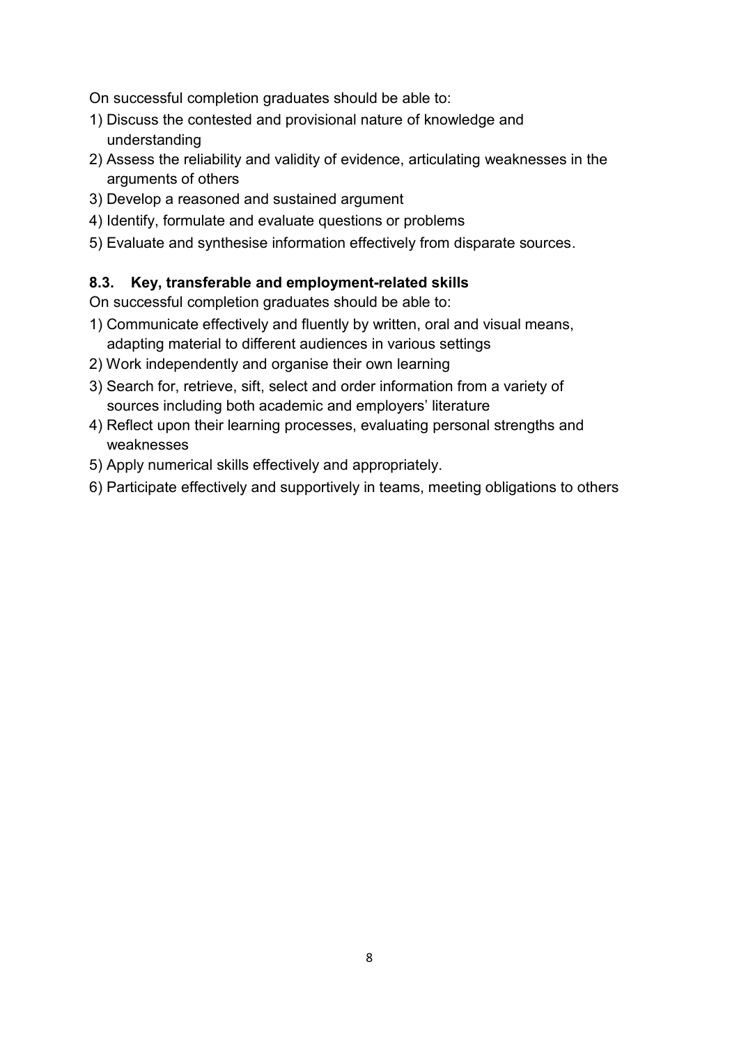On successful completion graduates should be able to:

1) Discuss the contested and provisional nature of knowledge and understanding
2) Assess the reliability and validity of evidence, articulating weaknesses in the arguments of others
3) Develop a reasoned and sustained argument
4) Identify, formulate and evaluate questions or problems
5) Evaluate and synthesise information effectively from disparate sources.

### 8.3. Key, transferable and employment-related skills

On successful completion graduates should be able to:

1) Communicate effectively and fluently by written, oral and visual means, adapting material to different audiences in various settings
2) Work independently and organise their own learning
3) Search for, retrieve, sift, select and order information from a variety of sources including both academic and employers' literature
4) Reflect upon their learning processes, evaluating personal strengths and weaknesses
5) Apply numerical skills effectively and appropriately.
6) Participate effectively and supportively in teams, meeting obligations to others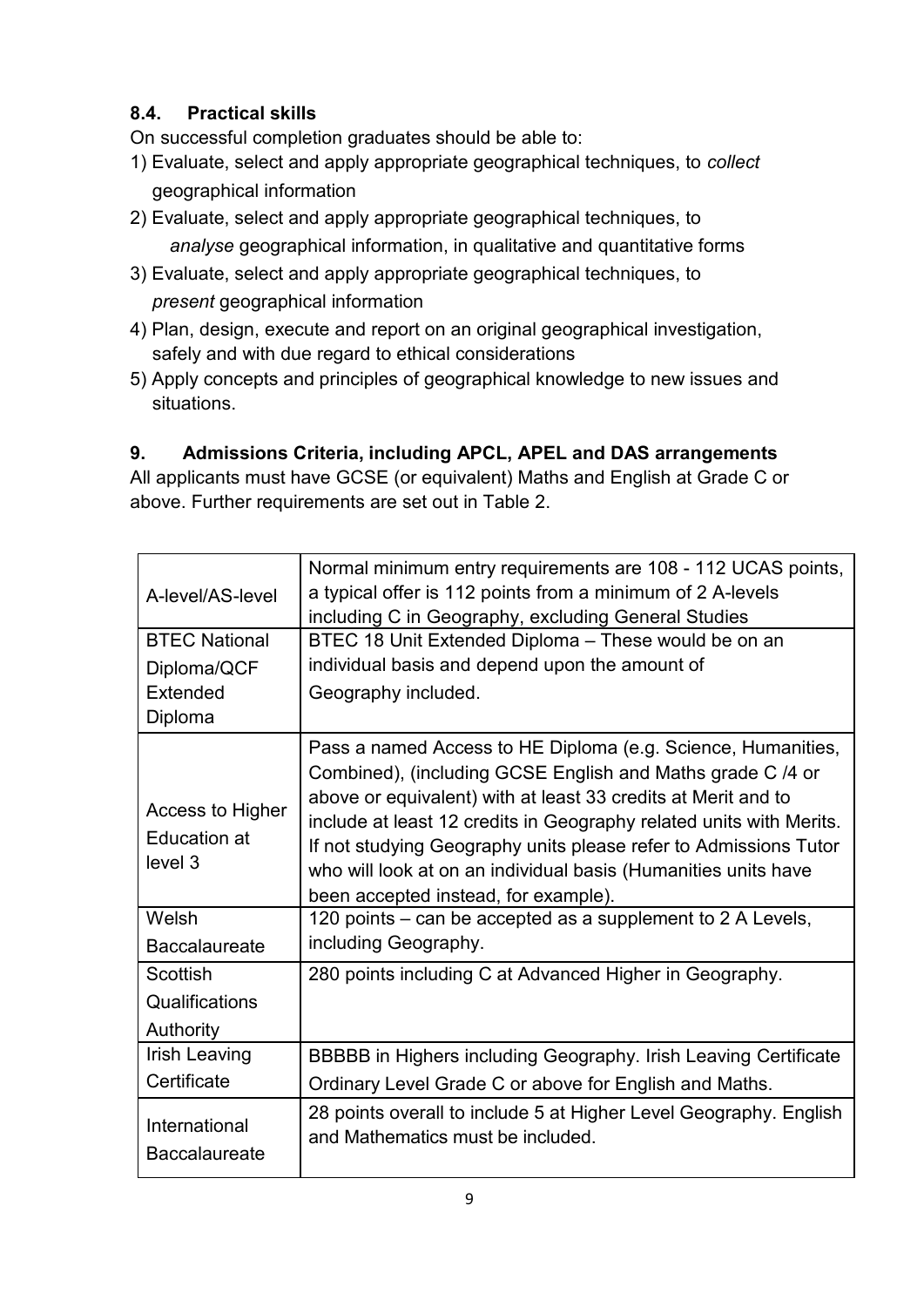### 8.4. Practical skills

On successful completion graduates should be able to:

1) Evaluate, select and apply appropriate geographical techniques, to *collect* geographical information
2) Evaluate, select and apply appropriate geographical techniques, to *analyse* geographical information, in qualitative and quantitative forms
3) Evaluate, select and apply appropriate geographical techniques, to *present* geographical information
4) Plan, design, execute and report on an original geographical investigation, safely and with due regard to ethical considerations
5) Apply concepts and principles of geographical knowledge to new issues and situations.

## 9. Admissions Criteria, including APCL, APEL and DAS arrangements

All applicants must have GCSE (or equivalent) Maths and English at Grade C or above. Further requirements are set out in Table 2.

| | |
|---|---|
| A-level/AS-level | Normal minimum entry requirements are 108 - 112 UCAS points, a typical offer is 112 points from a minimum of 2 A-levels including C in Geography, excluding General Studies |
| BTEC National Diploma/QCF Extended Diploma | BTEC 18 Unit Extended Diploma – These would be on an individual basis and depend upon the amount of Geography included. |
| Access to Higher Education at level 3 | Pass a named Access to HE Diploma (e.g. Science, Humanities, Combined), (including GCSE English and Maths grade C /4 or above or equivalent) with at least 33 credits at Merit and to include at least 12 credits in Geography related units with Merits. If not studying Geography units please refer to Admissions Tutor who will look at on an individual basis (Humanities units have been accepted instead, for example). |
| Welsh Baccalaureate | 120 points – can be accepted as a supplement to 2 A Levels, including Geography. |
| Scottish Qualifications Authority | 280 points including C at Advanced Higher in Geography. |
| Irish Leaving Certificate | BBBBB in Highers including Geography. Irish Leaving Certificate Ordinary Level Grade C or above for English and Maths. |
| International Baccalaureate | 28 points overall to include 5 at Higher Level Geography. English and Mathematics must be included. |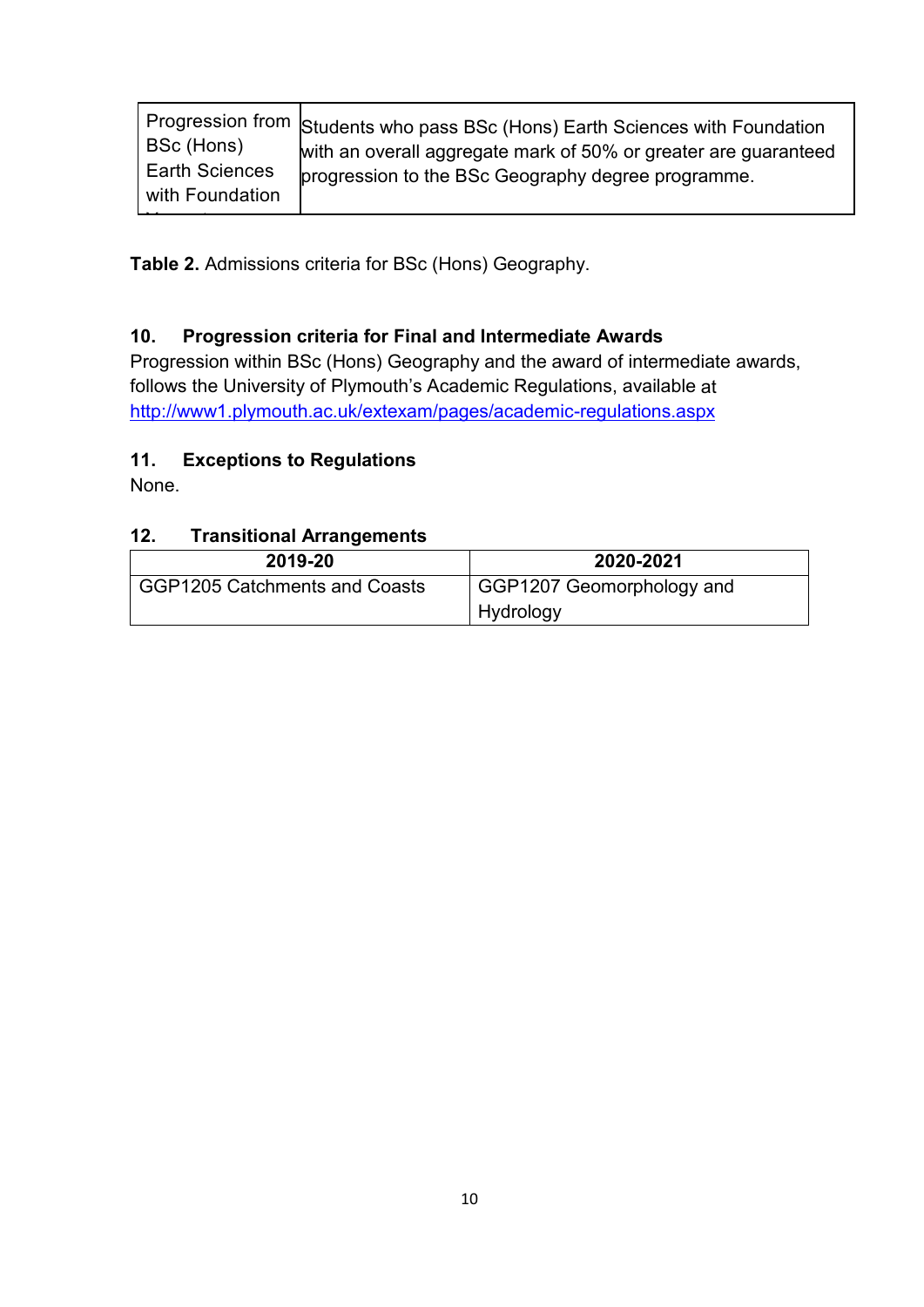| | |
|---|---|
| Progression from BSc (Hons) Earth Sciences with Foundation | Students who pass BSc (Hons) Earth Sciences with Foundation with an overall aggregate mark of 50% or greater are guaranteed progression to the BSc Geography degree programme. |

**Table 2.** Admissions criteria for BSc (Hons) Geography.

## 10. Progression criteria for Final and Intermediate Awards

Progression within BSc (Hons) Geography and the award of intermediate awards, follows the University of Plymouth's Academic Regulations, available at http://www1.plymouth.ac.uk/extexam/pages/academic-regulations.aspx

## 11. Exceptions to Regulations

None.

## 12. Transitional Arrangements

| 2019-20 | 2020-2021 |
|---|---|
| GGP1205 Catchments and Coasts | GGP1207 Geomorphology and Hydrology |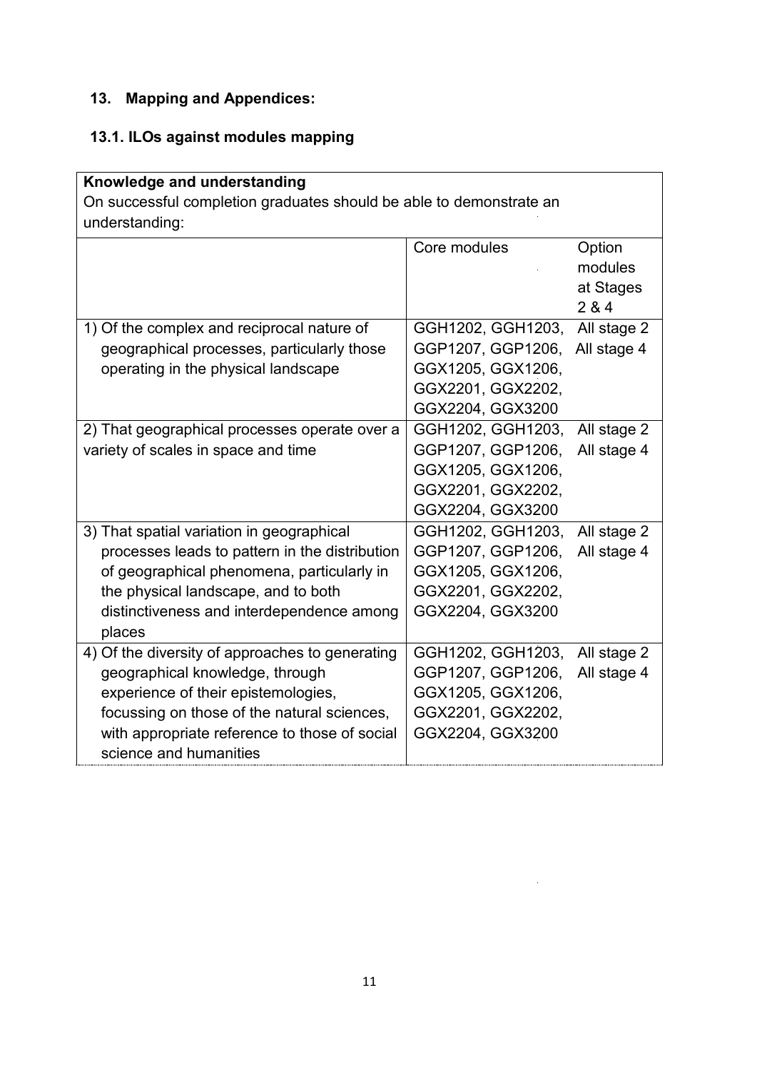## 13. Mapping and Appendices:

### 13.1. ILOs against modules mapping

| Knowledge and understanding<br>On successful completion graduates should be able to demonstrate an understanding: | | |
|---|---|---|
| | Core modules | Option modules at Stages 2 & 4 |
| 1) Of the complex and reciprocal nature of geographical processes, particularly those operating in the physical landscape | GGH1202, GGH1203, GGP1207, GGP1206, GGX1205, GGX1206, GGX2201, GGX2202, GGX2204, GGX3200 | All stage 2<br>All stage 4 |
| 2) That geographical processes operate over a variety of scales in space and time | GGH1202, GGH1203, GGP1207, GGP1206, GGX1205, GGX1206, GGX2201, GGX2202, GGX2204, GGX3200 | All stage 2<br>All stage 4 |
| 3) That spatial variation in geographical processes leads to pattern in the distribution of geographical phenomena, particularly in the physical landscape, and to both distinctiveness and interdependence among places | GGH1202, GGH1203, GGP1207, GGP1206, GGX1205, GGX1206, GGX2201, GGX2202, GGX2204, GGX3200 | All stage 2<br>All stage 4 |
| 4) Of the diversity of approaches to generating geographical knowledge, through experience of their epistemologies, focussing on those of the natural sciences, with appropriate reference to those of social science and humanities | GGH1202, GGH1203, GGP1207, GGP1206, GGX1205, GGX1206, GGX2201, GGX2202, GGX2204, GGX3200 | All stage 2<br>All stage 4 |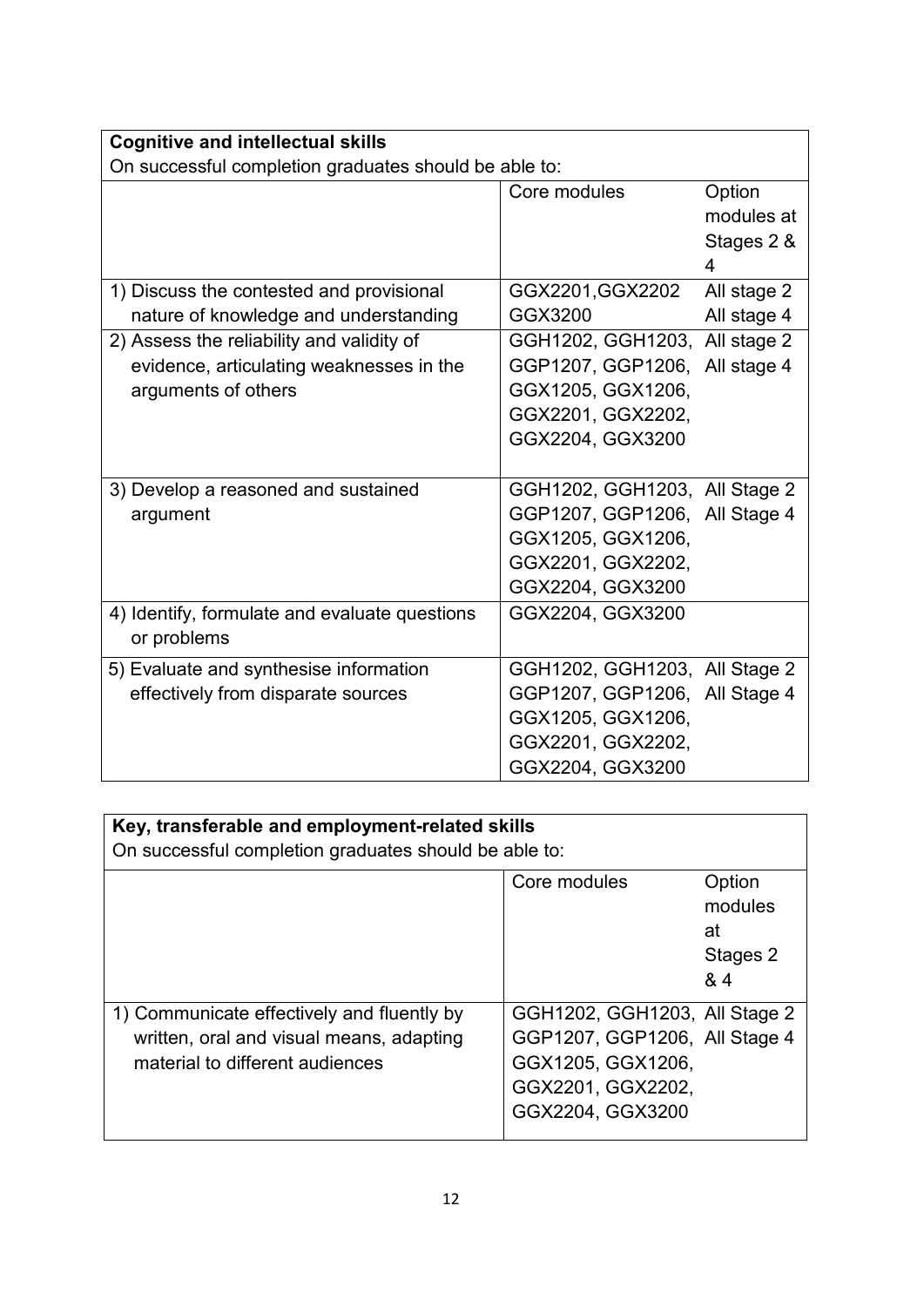| **Cognitive and intellectual skills**<br>On successful completion graduates should be able to: | | |
|---|---|---|
| | Core modules | Option modules at Stages 2 & 4 |
| 1) Discuss the contested and provisional nature of knowledge and understanding | GGX2201,GGX2202 GGX3200 | All stage 2 All stage 4 |
| 2) Assess the reliability and validity of evidence, articulating weaknesses in the arguments of others | GGH1202, GGH1203, GGP1207, GGP1206, GGX1205, GGX1206, GGX2201, GGX2202, GGX2204, GGX3200 | All stage 2 All stage 4 |
| 3) Develop a reasoned and sustained argument | GGH1202, GGH1203, GGP1207, GGP1206, GGX1205, GGX1206, GGX2201, GGX2202, GGX2204, GGX3200 | All Stage 2 All Stage 4 |
| 4) Identify, formulate and evaluate questions or problems | GGX2204, GGX3200 | |
| 5) Evaluate and synthesise information effectively from disparate sources | GGH1202, GGH1203, GGP1207, GGP1206, GGX1205, GGX1206, GGX2201, GGX2202, GGX2204, GGX3200 | All Stage 2 All Stage 4 |

| **Key, transferable and employment-related skills**<br>On successful completion graduates should be able to: | | |
|---|---|---|
| | Core modules | Option modules at Stages 2 & 4 |
| 1) Communicate effectively and fluently by written, oral and visual means, adapting material to different audiences | GGH1202, GGH1203, GGP1207, GGP1206, GGX1205, GGX1206, GGX2201, GGX2202, GGX2204, GGX3200 | All Stage 2 All Stage 4 |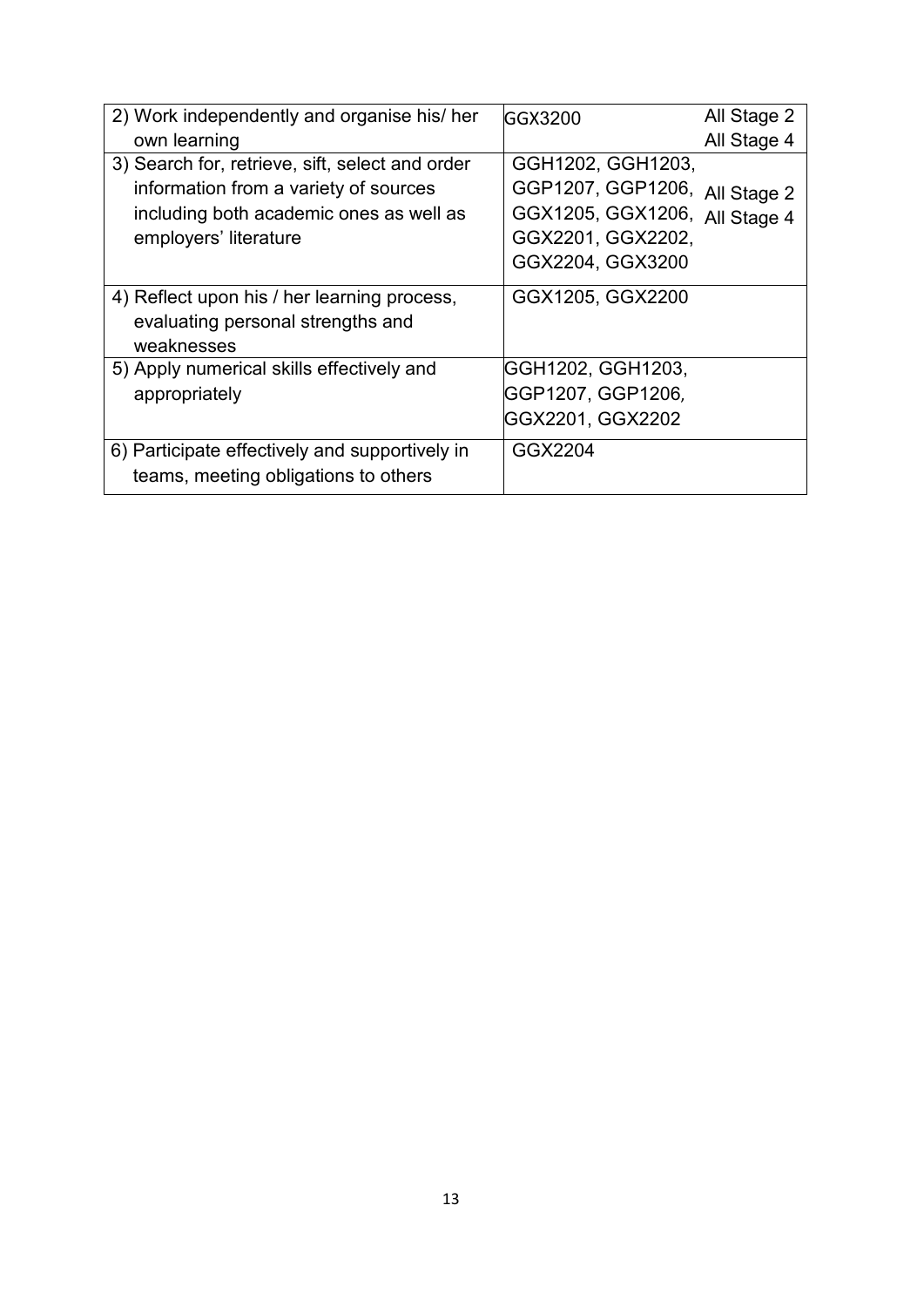| | | |
|---|---|---|
| 2) Work independently and organise his/ her own learning | GGX3200 | All Stage 2<br>All Stage 4 |
| 3) Search for, retrieve, sift, select and order information from a variety of sources including both academic ones as well as employers' literature | GGH1202, GGH1203, GGP1207, GGP1206, GGX1205, GGX1206, GGX2201, GGX2202, GGX2204, GGX3200 | All Stage 2<br>All Stage 4 |
| 4) Reflect upon his / her learning process, evaluating personal strengths and weaknesses | GGX1205, GGX2200 | |
| 5) Apply numerical skills effectively and appropriately | GGH1202, GGH1203, GGP1207, GGP1206, GGX2201, GGX2202 | |
| 6) Participate effectively and supportively in teams, meeting obligations to others | GGX2204 | |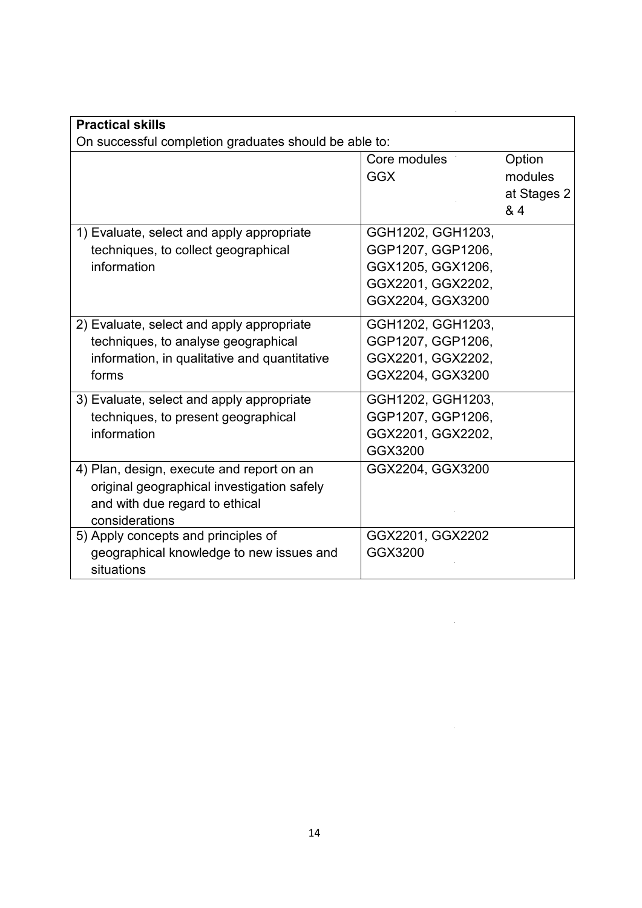| **Practical skills**<br>On successful completion graduates should be able to: | | |
|---|---|---|
| | Core modules GGX | Option modules at Stages 2 & 4 |
| 1) Evaluate, select and apply appropriate techniques, to collect geographical information | GGH1202, GGH1203, GGP1207, GGP1206, GGX1205, GGX1206, GGX2201, GGX2202, GGX2204, GGX3200 | |
| 2) Evaluate, select and apply appropriate techniques, to analyse geographical information, in qualitative and quantitative forms | GGH1202, GGH1203, GGP1207, GGP1206, GGX2201, GGX2202, GGX2204, GGX3200 | |
| 3) Evaluate, select and apply appropriate techniques, to present geographical information | GGH1202, GGH1203, GGP1207, GGP1206, GGX2201, GGX2202, GGX3200 | |
| 4) Plan, design, execute and report on an original geographical investigation safely and with due regard to ethical considerations | GGX2204, GGX3200 | |
| 5) Apply concepts and principles of geographical knowledge to new issues and situations | GGX2201, GGX2202 GGX3200 | |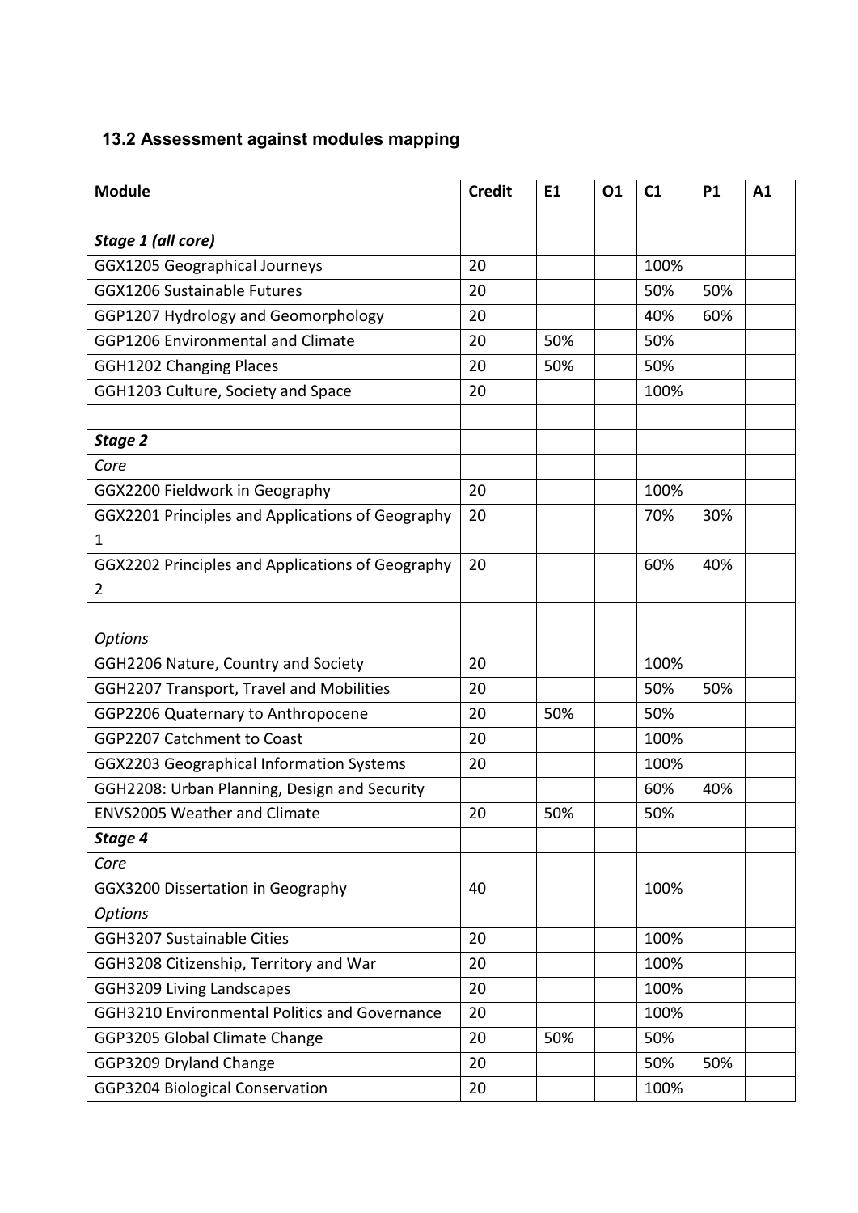### 13.2 Assessment against modules mapping

| Module | Credit | E1 | O1 | C1 | P1 | A1 |
|---|---|---|---|---|---|---|
| | | | | | | |
| ***Stage 1 (all core)*** | | | | | | |
| GGX1205 Geographical Journeys | 20 | | | 100% | | |
| GGX1206 Sustainable Futures | 20 | | | 50% | 50% | |
| GGP1207 Hydrology and Geomorphology | 20 | | | 40% | 60% | |
| GGP1206 Environmental and Climate | 20 | 50% | | 50% | | |
| GGH1202 Changing Places | 20 | 50% | | 50% | | |
| GGH1203 Culture, Society and Space | 20 | | | 100% | | |
| | | | | | | |
| ***Stage 2*** | | | | | | |
| *Core* | | | | | | |
| GGX2200 Fieldwork in Geography | 20 | | | 100% | | |
| GGX2201 Principles and Applications of Geography 1 | 20 | | | 70% | 30% | |
| GGX2202 Principles and Applications of Geography 2 | 20 | | | 60% | 40% | |
| | | | | | | |
| *Options* | | | | | | |
| GGH2206 Nature, Country and Society | 20 | | | 100% | | |
| GGH2207 Transport, Travel and Mobilities | 20 | | | 50% | 50% | |
| GGP2206 Quaternary to Anthropocene | 20 | 50% | | 50% | | |
| GGP2207 Catchment to Coast | 20 | | | 100% | | |
| GGX2203 Geographical Information Systems | 20 | | | 100% | | |
| GGH2208: Urban Planning, Design and Security | | | | 60% | 40% | |
| ENVS2005 Weather and Climate | 20 | 50% | | 50% | | |
| ***Stage 4*** | | | | | | |
| *Core* | | | | | | |
| GGX3200 Dissertation in Geography | 40 | | | 100% | | |
| *Options* | | | | | | |
| GGH3207 Sustainable Cities | 20 | | | 100% | | |
| GGH3208 Citizenship, Territory and War | 20 | | | 100% | | |
| GGH3209 Living Landscapes | 20 | | | 100% | | |
| GGH3210 Environmental Politics and Governance | 20 | | | 100% | | |
| GGP3205 Global Climate Change | 20 | 50% | | 50% | | |
| GGP3209 Dryland Change | 20 | | | 50% | 50% | |
| GGP3204 Biological Conservation | 20 | | | 100% | | |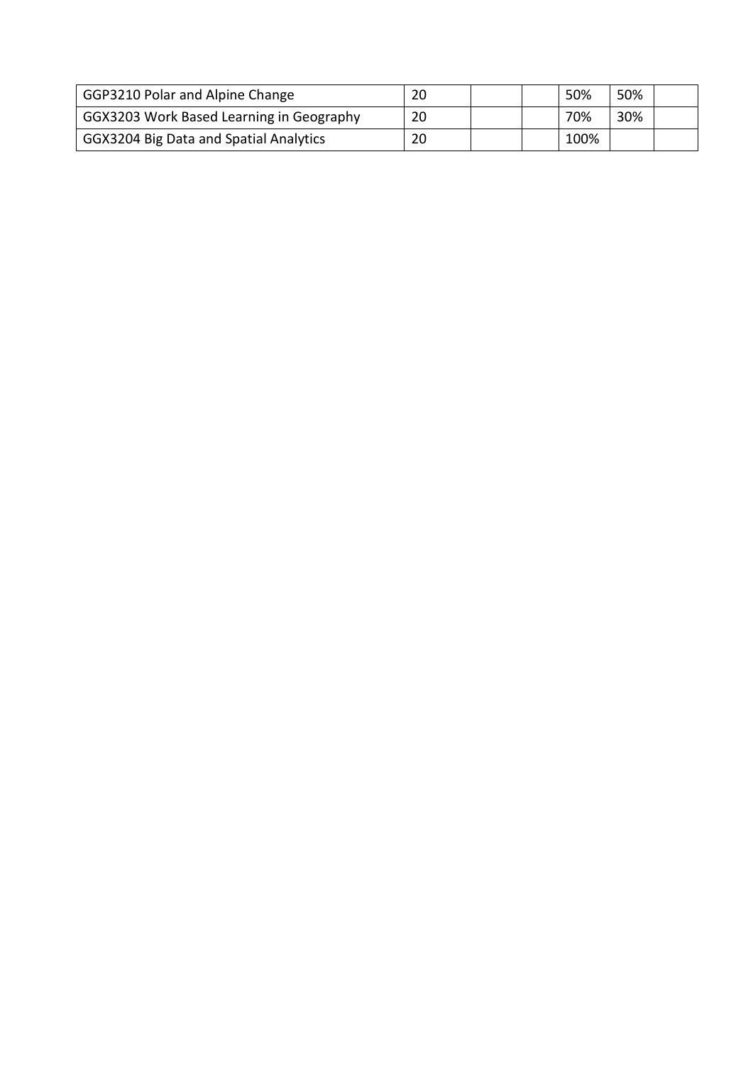| | | | | | | |
|---|---|---|---|---|---|---|
| GGP3210 Polar and Alpine Change | 20 | | | 50% | 50% | |
| GGX3203 Work Based Learning in Geography | 20 | | | 70% | 30% | |
| GGX3204 Big Data and Spatial Analytics | 20 | | | 100% | | |